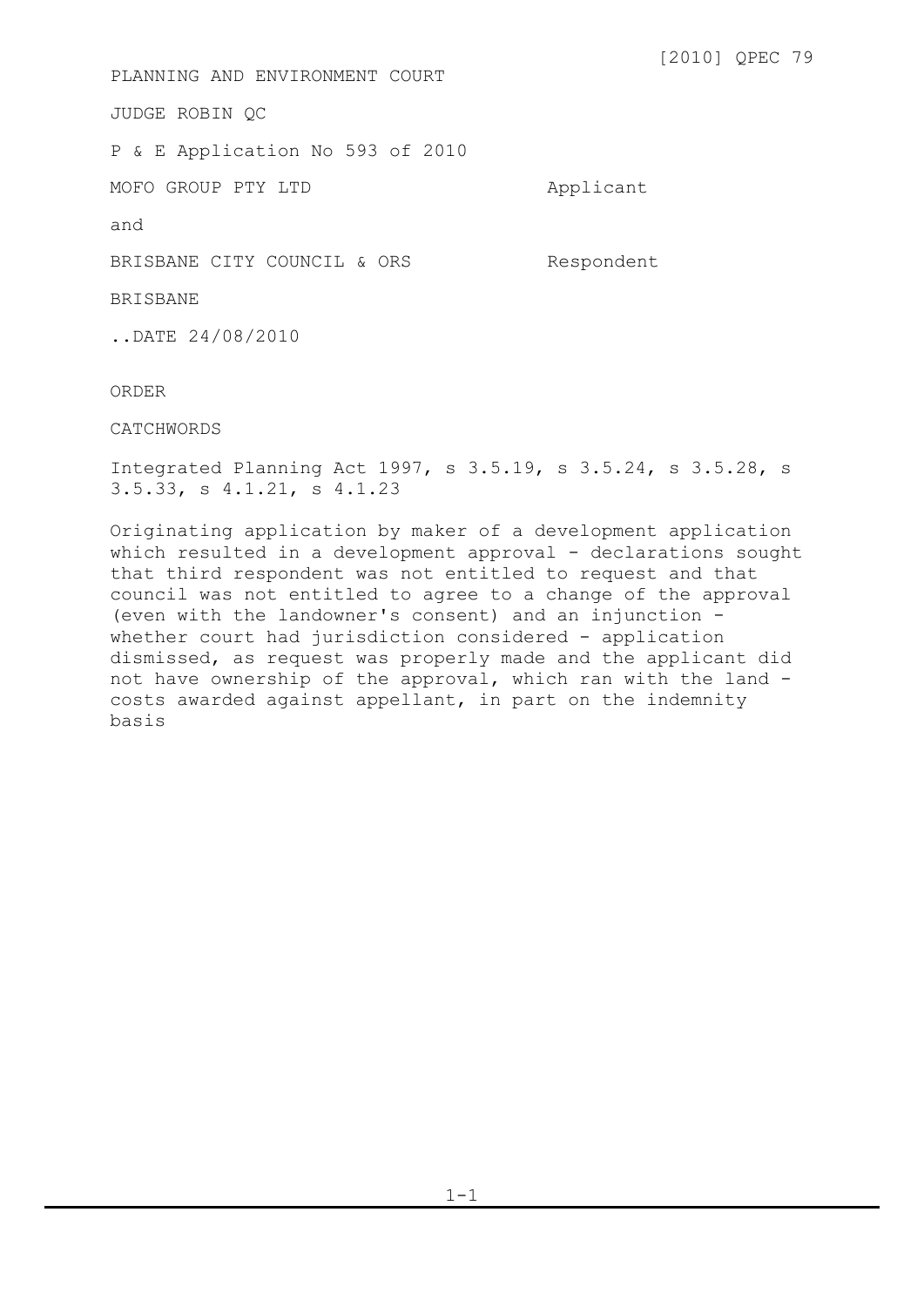[2010] QPEC 79

PLANNING AND ENVIRONMENT COURT

JUDGE ROBIN QC

P & E Application No 593 of 2010

| | |
|---|---|
| MOFO GROUP PTY LTD | Applicant |
| and | |
| BRISBANE CITY COUNCIL & ORS | Respondent |

BRISBANE

..DATE 24/08/2010

ORDER

CATCHWORDS

Integrated Planning Act 1997, s 3.5.19, s 3.5.24, s 3.5.28, s 3.5.33, s 4.1.21, s 4.1.23

Originating application by maker of a development application which resulted in a development approval - declarations sought that third respondent was not entitled to request and that council was not entitled to agree to a change of the approval (even with the landowner's consent) and an injunction - whether court had jurisdiction considered - application dismissed, as request was properly made and the applicant did not have ownership of the approval, which ran with the land - costs awarded against appellant, in part on the indemnity basis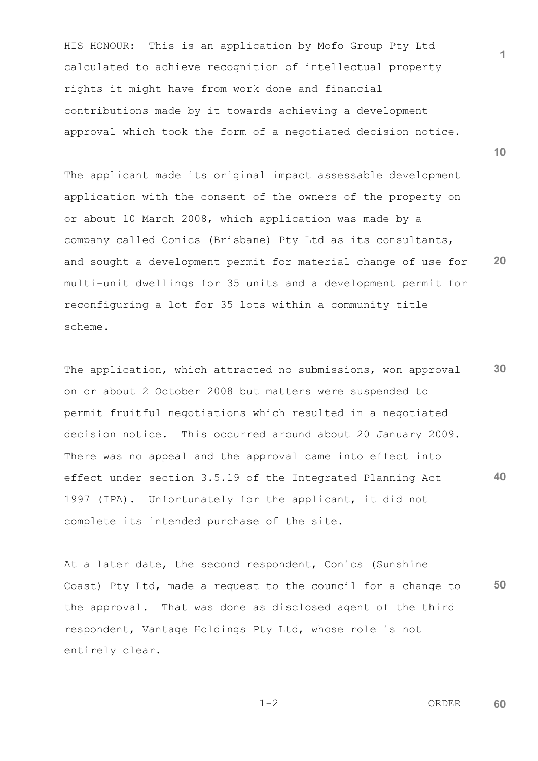HIS HONOUR: This is an application by Mofo Group Pty Ltd calculated to achieve recognition of intellectual property rights it might have from work done and financial contributions made by it towards achieving a development approval which took the form of a negotiated decision notice.

The applicant made its original impact assessable development application with the consent of the owners of the property on or about 10 March 2008, which application was made by a company called Conics (Brisbane) Pty Ltd as its consultants, and sought a development permit for material change of use for multi-unit dwellings for 35 units and a development permit for reconfiguring a lot for 35 lots within a community title scheme.

The application, which attracted no submissions, won approval on or about 2 October 2008 but matters were suspended to permit fruitful negotiations which resulted in a negotiated decision notice. This occurred around about 20 January 2009. There was no appeal and the approval came into effect into effect under section 3.5.19 of the Integrated Planning Act 1997 (IPA). Unfortunately for the applicant, it did not complete its intended purchase of the site.

At a later date, the second respondent, Conics (Sunshine Coast) Pty Ltd, made a request to the council for a change to the approval. That was done as disclosed agent of the third respondent, Vantage Holdings Pty Ltd, whose role is not entirely clear.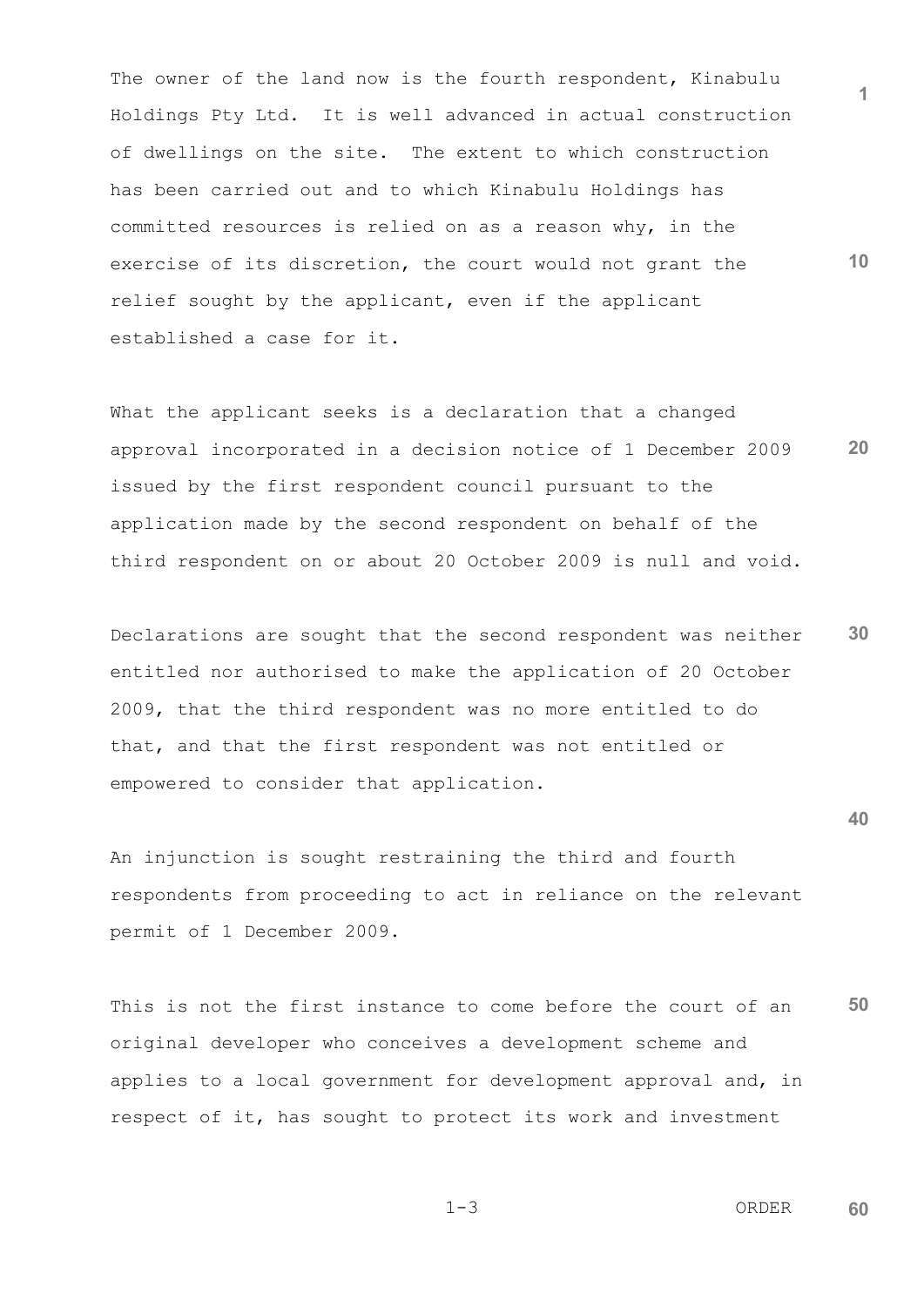The owner of the land now is the fourth respondent, Kinabulu Holdings Pty Ltd. It is well advanced in actual construction of dwellings on the site. The extent to which construction has been carried out and to which Kinabulu Holdings has committed resources is relied on as a reason why, in the exercise of its discretion, the court would not grant the relief sought by the applicant, even if the applicant established a case for it.

What the applicant seeks is a declaration that a changed approval incorporated in a decision notice of 1 December 2009 issued by the first respondent council pursuant to the application made by the second respondent on behalf of the third respondent on or about 20 October 2009 is null and void.

Declarations are sought that the second respondent was neither entitled nor authorised to make the application of 20 October 2009, that the third respondent was no more entitled to do that, and that the first respondent was not entitled or empowered to consider that application.

An injunction is sought restraining the third and fourth respondents from proceeding to act in reliance on the relevant permit of 1 December 2009.

This is not the first instance to come before the court of an original developer who conceives a development scheme and applies to a local government for development approval and, in respect of it, has sought to protect its work and investment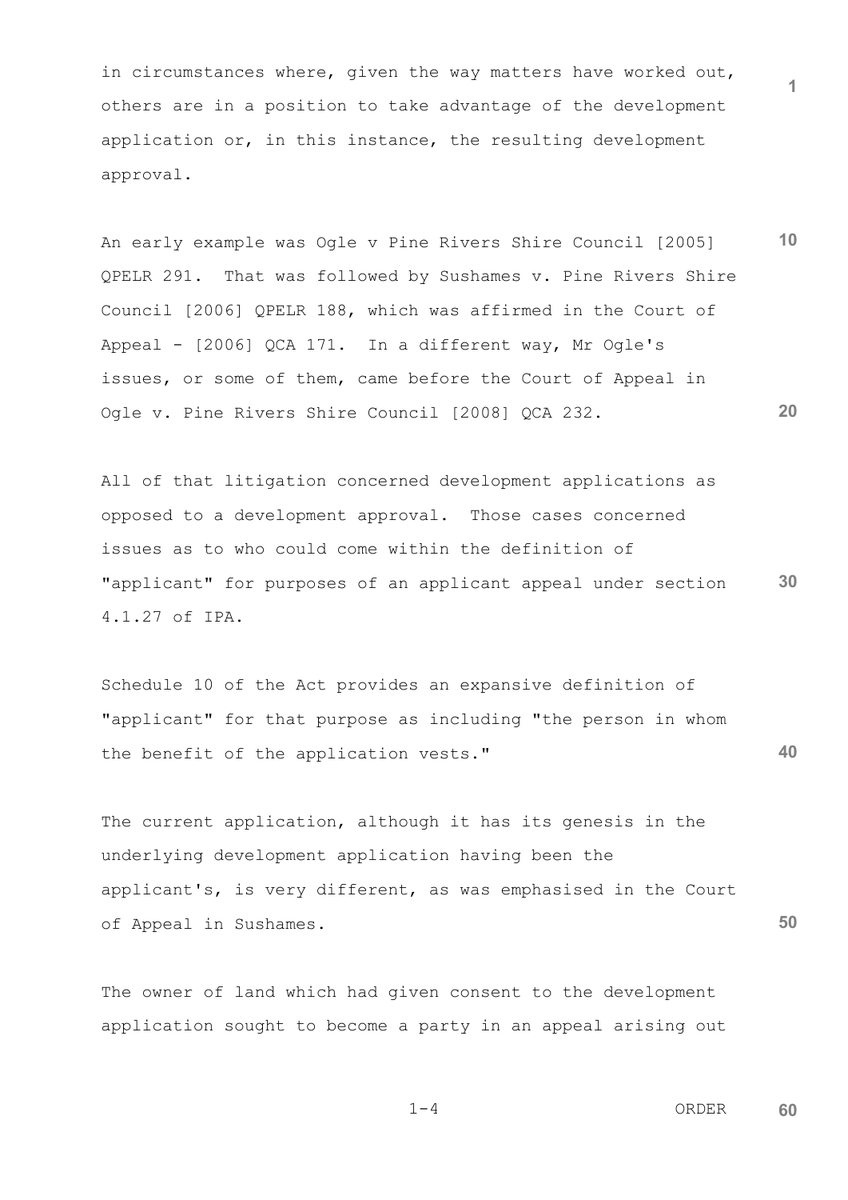in circumstances where, given the way matters have worked out, others are in a position to take advantage of the development application or, in this instance, the resulting development approval.

An early example was Ogle v Pine Rivers Shire Council [2005] QPELR 291. That was followed by Sushames v. Pine Rivers Shire Council [2006] QPELR 188, which was affirmed in the Court of Appeal - [2006] QCA 171. In a different way, Mr Ogle's issues, or some of them, came before the Court of Appeal in Ogle v. Pine Rivers Shire Council [2008] QCA 232.

All of that litigation concerned development applications as opposed to a development approval. Those cases concerned issues as to who could come within the definition of "applicant" for purposes of an applicant appeal under section 4.1.27 of IPA.

Schedule 10 of the Act provides an expansive definition of "applicant" for that purpose as including "the person in whom the benefit of the application vests."

The current application, although it has its genesis in the underlying development application having been the applicant's, is very different, as was emphasised in the Court of Appeal in Sushames.

The owner of land which had given consent to the development application sought to become a party in an appeal arising out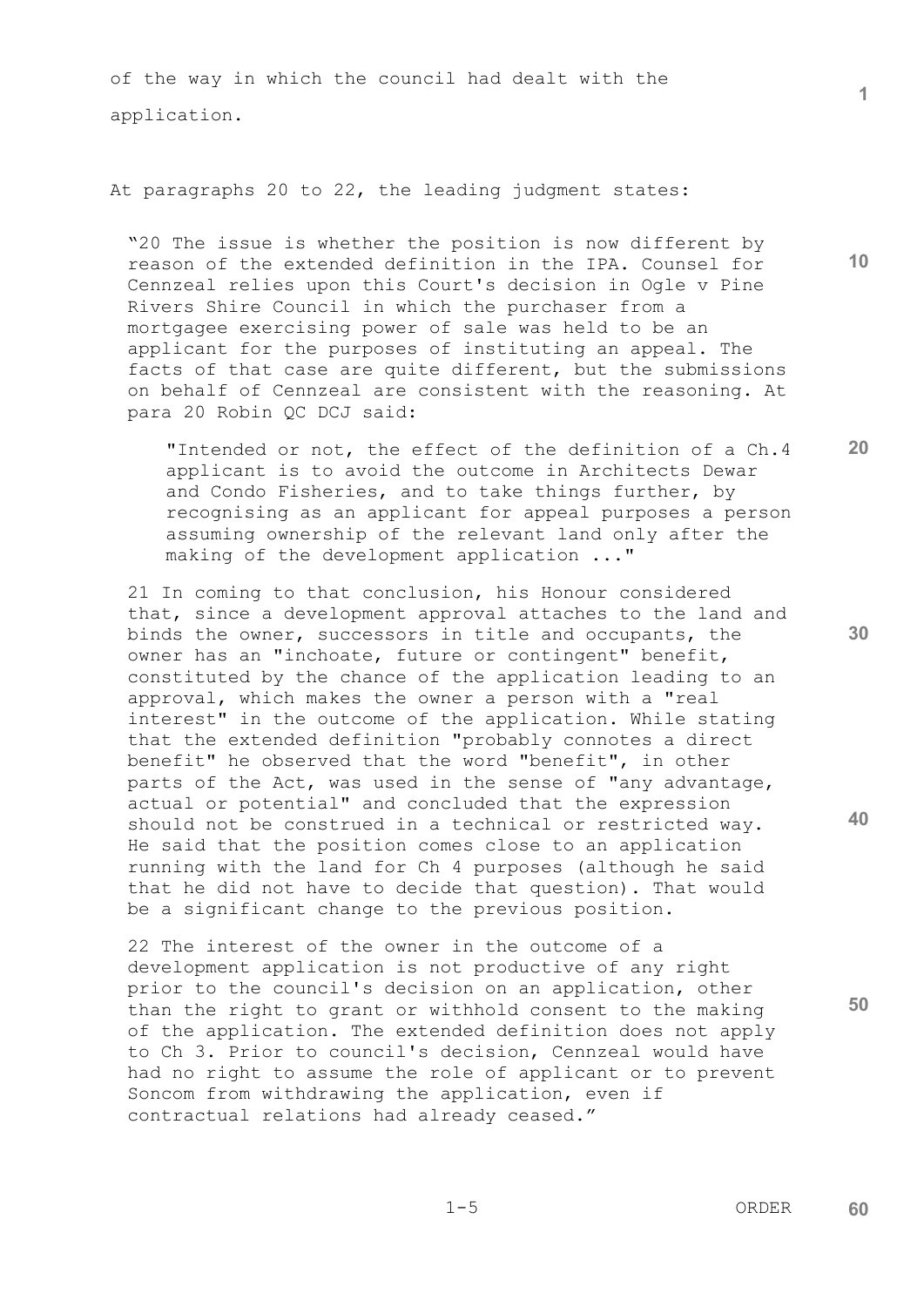of the way in which the council had dealt with the application.

At paragraphs 20 to 22, the leading judgment states:

> "20 The issue is whether the position is now different by reason of the extended definition in the IPA. Counsel for Cennzeal relies upon this Court's decision in Ogle v Pine Rivers Shire Council in which the purchaser from a mortgagee exercising power of sale was held to be an applicant for the purposes of instituting an appeal. The facts of that case are quite different, but the submissions on behalf of Cennzeal are consistent with the reasoning. At para 20 Robin QC DCJ said:
>
> > "Intended or not, the effect of the definition of a Ch.4 applicant is to avoid the outcome in Architects Dewar and Condo Fisheries, and to take things further, by recognising as an applicant for appeal purposes a person assuming ownership of the relevant land only after the making of the development application ..."
>
> 21 In coming to that conclusion, his Honour considered that, since a development approval attaches to the land and binds the owner, successors in title and occupants, the owner has an "inchoate, future or contingent" benefit, constituted by the chance of the application leading to an approval, which makes the owner a person with a "real interest" in the outcome of the application. While stating that the extended definition "probably connotes a direct benefit" he observed that the word "benefit", in other parts of the Act, was used in the sense of "any advantage, actual or potential" and concluded that the expression should not be construed in a technical or restricted way. He said that the position comes close to an application running with the land for Ch 4 purposes (although he said that he did not have to decide that question). That would be a significant change to the previous position.
>
> 22 The interest of the owner in the outcome of a development application is not productive of any right prior to the council's decision on an application, other than the right to grant or withhold consent to the making of the application. The extended definition does not apply to Ch 3. Prior to council's decision, Cennzeal would have had no right to assume the role of applicant or to prevent Soncom from withdrawing the application, even if contractual relations had already ceased."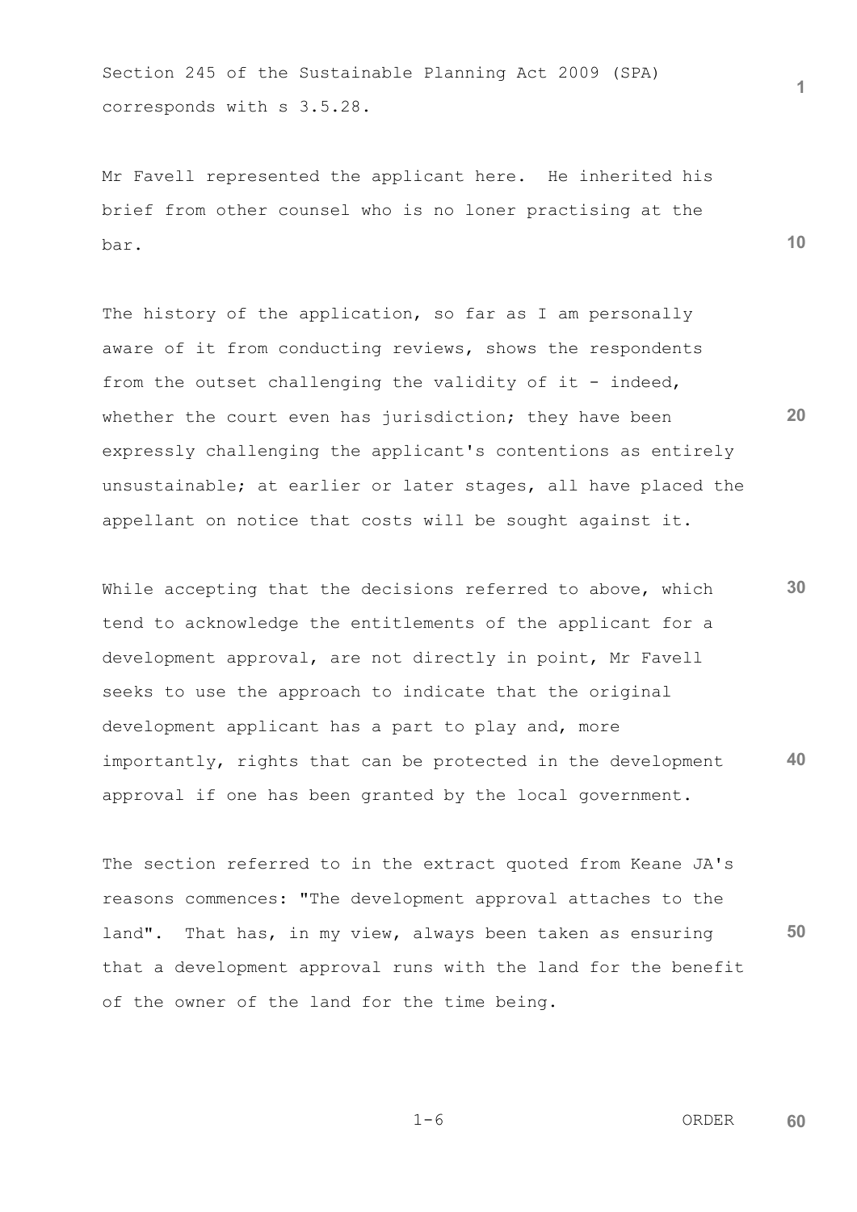Section 245 of the Sustainable Planning Act 2009 (SPA) corresponds with s 3.5.28.

Mr Favell represented the applicant here. He inherited his brief from other counsel who is no loner practising at the bar.

The history of the application, so far as I am personally aware of it from conducting reviews, shows the respondents from the outset challenging the validity of it - indeed, whether the court even has jurisdiction; they have been expressly challenging the applicant's contentions as entirely unsustainable; at earlier or later stages, all have placed the appellant on notice that costs will be sought against it.

While accepting that the decisions referred to above, which tend to acknowledge the entitlements of the applicant for a development approval, are not directly in point, Mr Favell seeks to use the approach to indicate that the original development applicant has a part to play and, more importantly, rights that can be protected in the development approval if one has been granted by the local government.

The section referred to in the extract quoted from Keane JA's reasons commences: "The development approval attaches to the land". That has, in my view, always been taken as ensuring that a development approval runs with the land for the benefit of the owner of the land for the time being.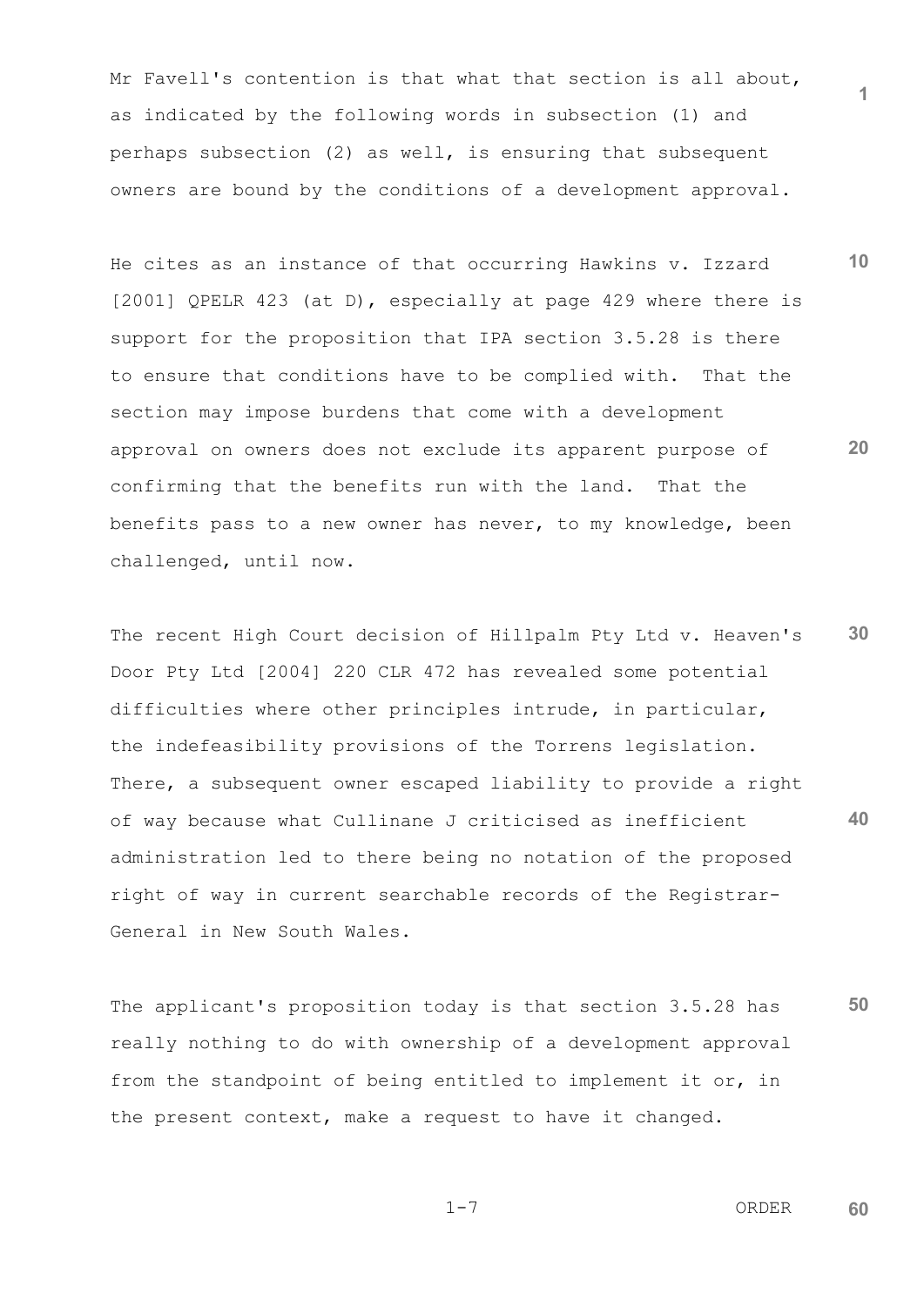Mr Favell's contention is that what that section is all about, as indicated by the following words in subsection (1) and perhaps subsection (2) as well, is ensuring that subsequent owners are bound by the conditions of a development approval.

He cites as an instance of that occurring Hawkins v. Izzard [2001] QPELR 423 (at D), especially at page 429 where there is support for the proposition that IPA section 3.5.28 is there to ensure that conditions have to be complied with. That the section may impose burdens that come with a development approval on owners does not exclude its apparent purpose of confirming that the benefits run with the land. That the benefits pass to a new owner has never, to my knowledge, been challenged, until now.

The recent High Court decision of Hillpalm Pty Ltd v. Heaven's Door Pty Ltd [2004] 220 CLR 472 has revealed some potential difficulties where other principles intrude, in particular, the indefeasibility provisions of the Torrens legislation. There, a subsequent owner escaped liability to provide a right of way because what Cullinane J criticised as inefficient administration led to there being no notation of the proposed right of way in current searchable records of the Registrar-General in New South Wales.

The applicant's proposition today is that section 3.5.28 has really nothing to do with ownership of a development approval from the standpoint of being entitled to implement it or, in the present context, make a request to have it changed.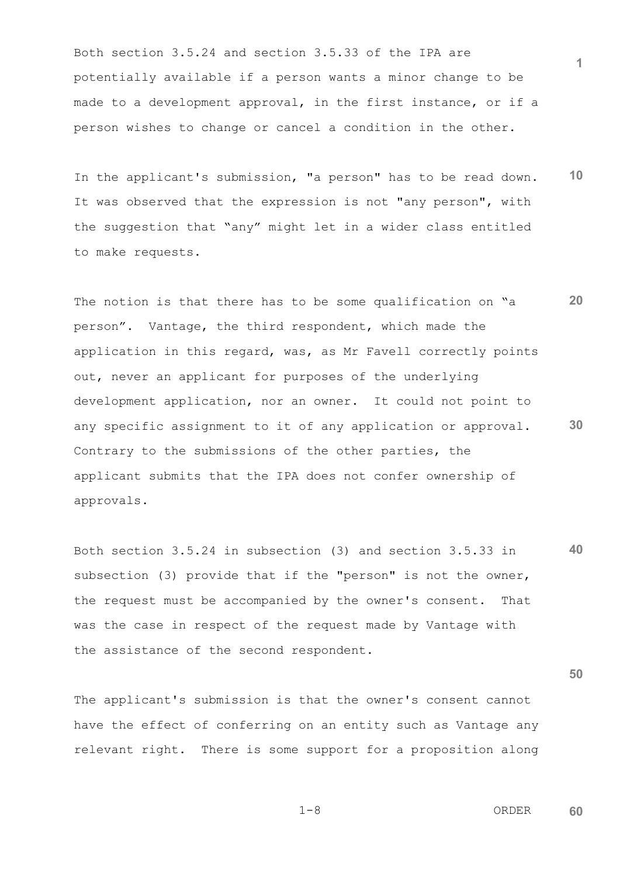Both section 3.5.24 and section 3.5.33 of the IPA are potentially available if a person wants a minor change to be made to a development approval, in the first instance, or if a person wishes to change or cancel a condition in the other.

In the applicant's submission, "a person" has to be read down. It was observed that the expression is not "any person", with the suggestion that "any" might let in a wider class entitled to make requests.

The notion is that there has to be some qualification on "a person". Vantage, the third respondent, which made the application in this regard, was, as Mr Favell correctly points out, never an applicant for purposes of the underlying development application, nor an owner. It could not point to any specific assignment to it of any application or approval. Contrary to the submissions of the other parties, the applicant submits that the IPA does not confer ownership of approvals.

Both section 3.5.24 in subsection (3) and section 3.5.33 in subsection (3) provide that if the "person" is not the owner, the request must be accompanied by the owner's consent. That was the case in respect of the request made by Vantage with the assistance of the second respondent.

The applicant's submission is that the owner's consent cannot have the effect of conferring on an entity such as Vantage any relevant right. There is some support for a proposition along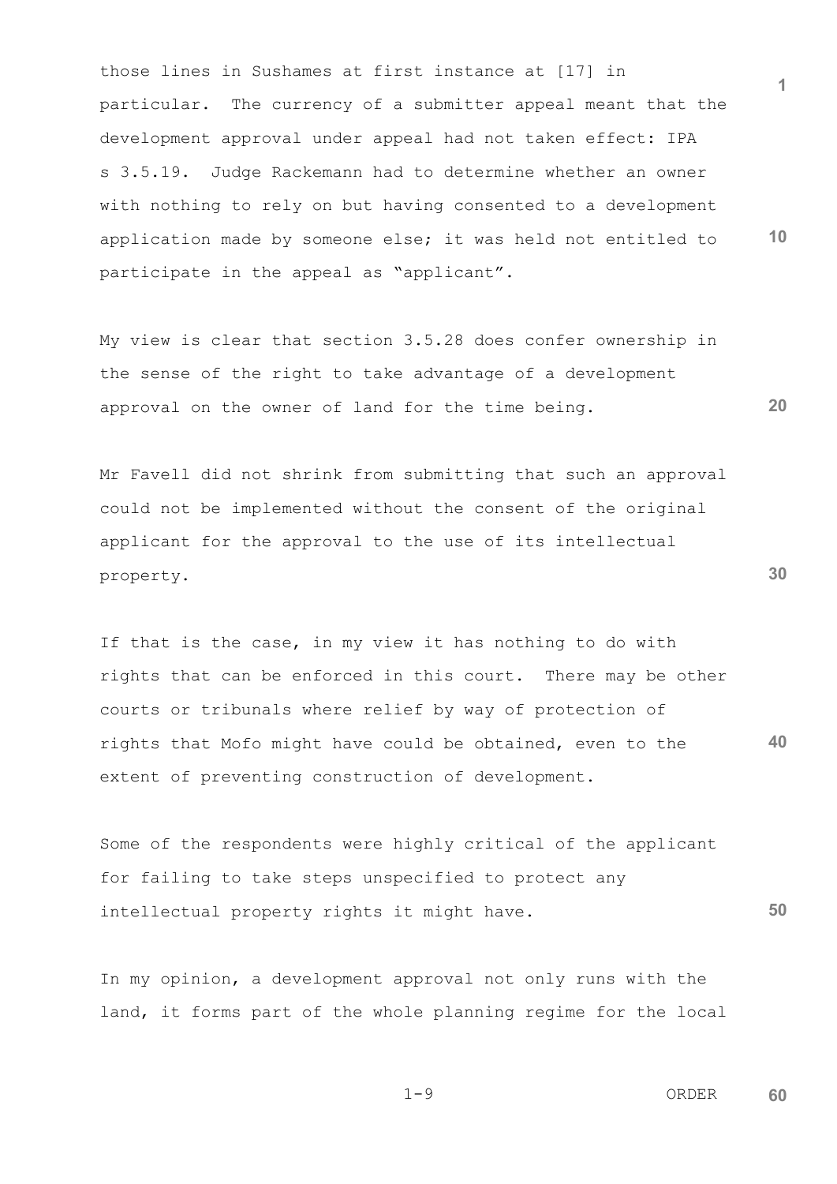those lines in Sushames at first instance at [17] in particular. The currency of a submitter appeal meant that the development approval under appeal had not taken effect: IPA s 3.5.19. Judge Rackemann had to determine whether an owner with nothing to rely on but having consented to a development application made by someone else; it was held not entitled to participate in the appeal as "applicant".

My view is clear that section 3.5.28 does confer ownership in the sense of the right to take advantage of a development approval on the owner of land for the time being.

Mr Favell did not shrink from submitting that such an approval could not be implemented without the consent of the original applicant for the approval to the use of its intellectual property.

If that is the case, in my view it has nothing to do with rights that can be enforced in this court. There may be other courts or tribunals where relief by way of protection of rights that Mofo might have could be obtained, even to the extent of preventing construction of development.

Some of the respondents were highly critical of the applicant for failing to take steps unspecified to protect any intellectual property rights it might have.

In my opinion, a development approval not only runs with the land, it forms part of the whole planning regime for the local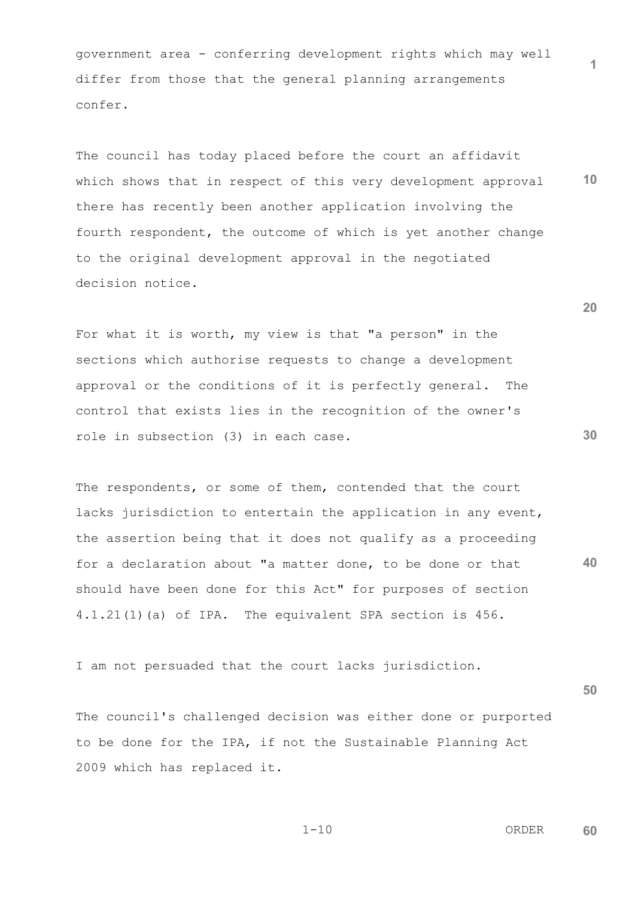government area - conferring development rights which may well differ from those that the general planning arrangements confer.

The council has today placed before the court an affidavit which shows that in respect of this very development approval there has recently been another application involving the fourth respondent, the outcome of which is yet another change to the original development approval in the negotiated decision notice.

For what it is worth, my view is that "a person" in the sections which authorise requests to change a development approval or the conditions of it is perfectly general. The control that exists lies in the recognition of the owner's role in subsection (3) in each case.

The respondents, or some of them, contended that the court lacks jurisdiction to entertain the application in any event, the assertion being that it does not qualify as a proceeding for a declaration about "a matter done, to be done or that should have been done for this Act" for purposes of section 4.1.21(1)(a) of IPA. The equivalent SPA section is 456.

I am not persuaded that the court lacks jurisdiction.

The council's challenged decision was either done or purported to be done for the IPA, if not the Sustainable Planning Act 2009 which has replaced it.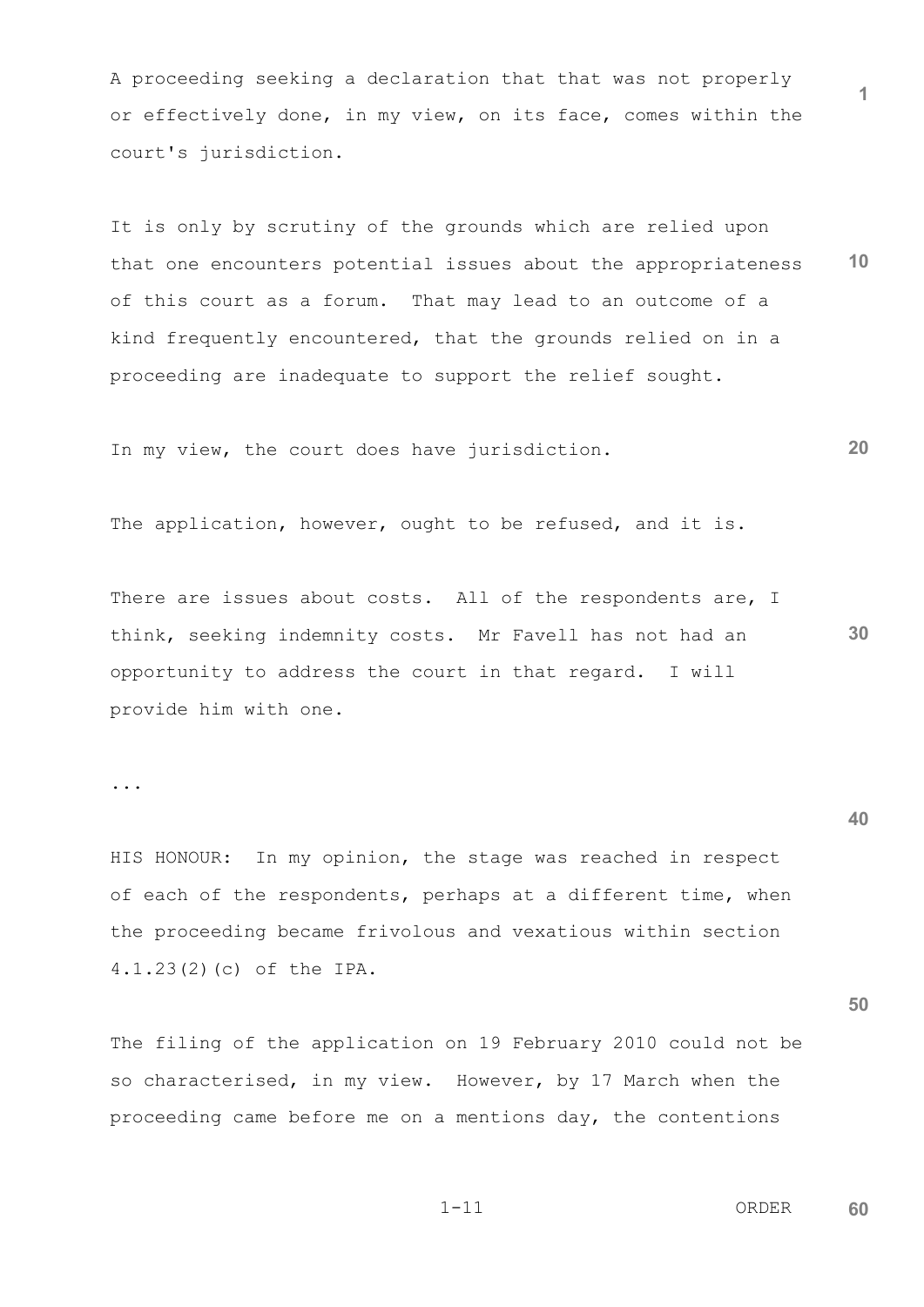A proceeding seeking a declaration that that was not properly or effectively done, in my view, on its face, comes within the court's jurisdiction.

It is only by scrutiny of the grounds which are relied upon that one encounters potential issues about the appropriateness of this court as a forum. That may lead to an outcome of a kind frequently encountered, that the grounds relied on in a proceeding are inadequate to support the relief sought.

In my view, the court does have jurisdiction.

The application, however, ought to be refused, and it is.

There are issues about costs. All of the respondents are, I think, seeking indemnity costs. Mr Favell has not had an opportunity to address the court in that regard. I will provide him with one.

...

HIS HONOUR: In my opinion, the stage was reached in respect of each of the respondents, perhaps at a different time, when the proceeding became frivolous and vexatious within section 4.1.23(2)(c) of the IPA.

The filing of the application on 19 February 2010 could not be so characterised, in my view. However, by 17 March when the proceeding came before me on a mentions day, the contentions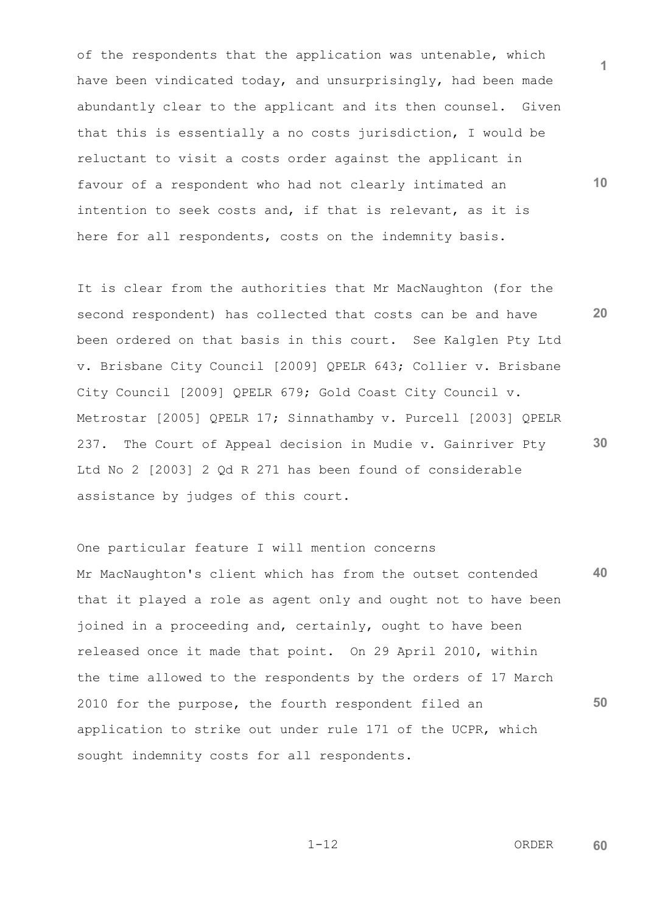of the respondents that the application was untenable, which have been vindicated today, and unsurprisingly, had been made abundantly clear to the applicant and its then counsel. Given that this is essentially a no costs jurisdiction, I would be reluctant to visit a costs order against the applicant in favour of a respondent who had not clearly intimated an intention to seek costs and, if that is relevant, as it is here for all respondents, costs on the indemnity basis.

It is clear from the authorities that Mr MacNaughton (for the second respondent) has collected that costs can be and have been ordered on that basis in this court. See Kalglen Pty Ltd v. Brisbane City Council [2009] QPELR 643; Collier v. Brisbane City Council [2009] QPELR 679; Gold Coast City Council v. Metrostar [2005] QPELR 17; Sinnathamby v. Purcell [2003] QPELR 237. The Court of Appeal decision in Mudie v. Gainriver Pty Ltd No 2 [2003] 2 Qd R 271 has been found of considerable assistance by judges of this court.

One particular feature I will mention concerns Mr MacNaughton's client which has from the outset contended that it played a role as agent only and ought not to have been joined in a proceeding and, certainly, ought to have been released once it made that point. On 29 April 2010, within the time allowed to the respondents by the orders of 17 March 2010 for the purpose, the fourth respondent filed an application to strike out under rule 171 of the UCPR, which sought indemnity costs for all respondents.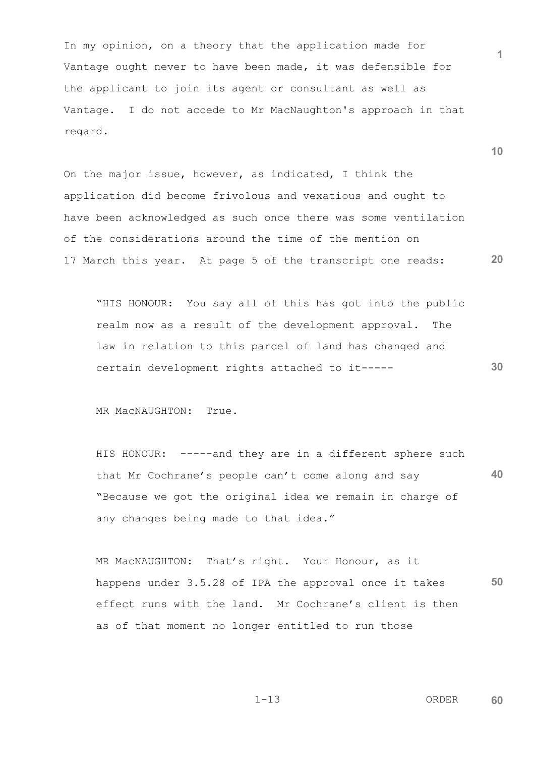In my opinion, on a theory that the application made for Vantage ought never to have been made, it was defensible for the applicant to join its agent or consultant as well as Vantage. I do not accede to Mr MacNaughton's approach in that regard.

On the major issue, however, as indicated, I think the application did become frivolous and vexatious and ought to have been acknowledged as such once there was some ventilation of the considerations around the time of the mention on 17 March this year. At page 5 of the transcript one reads:

> "HIS HONOUR: You say all of this has got into the public realm now as a result of the development approval. The law in relation to this parcel of land has changed and certain development rights attached to it-----
>
> MR MacNAUGHTON: True.
>
> HIS HONOUR: -----and they are in a different sphere such that Mr Cochrane's people can't come along and say "Because we got the original idea we remain in charge of any changes being made to that idea."
>
> MR MacNAUGHTON: That's right. Your Honour, as it happens under 3.5.28 of IPA the approval once it takes effect runs with the land. Mr Cochrane's client is then as of that moment no longer entitled to run those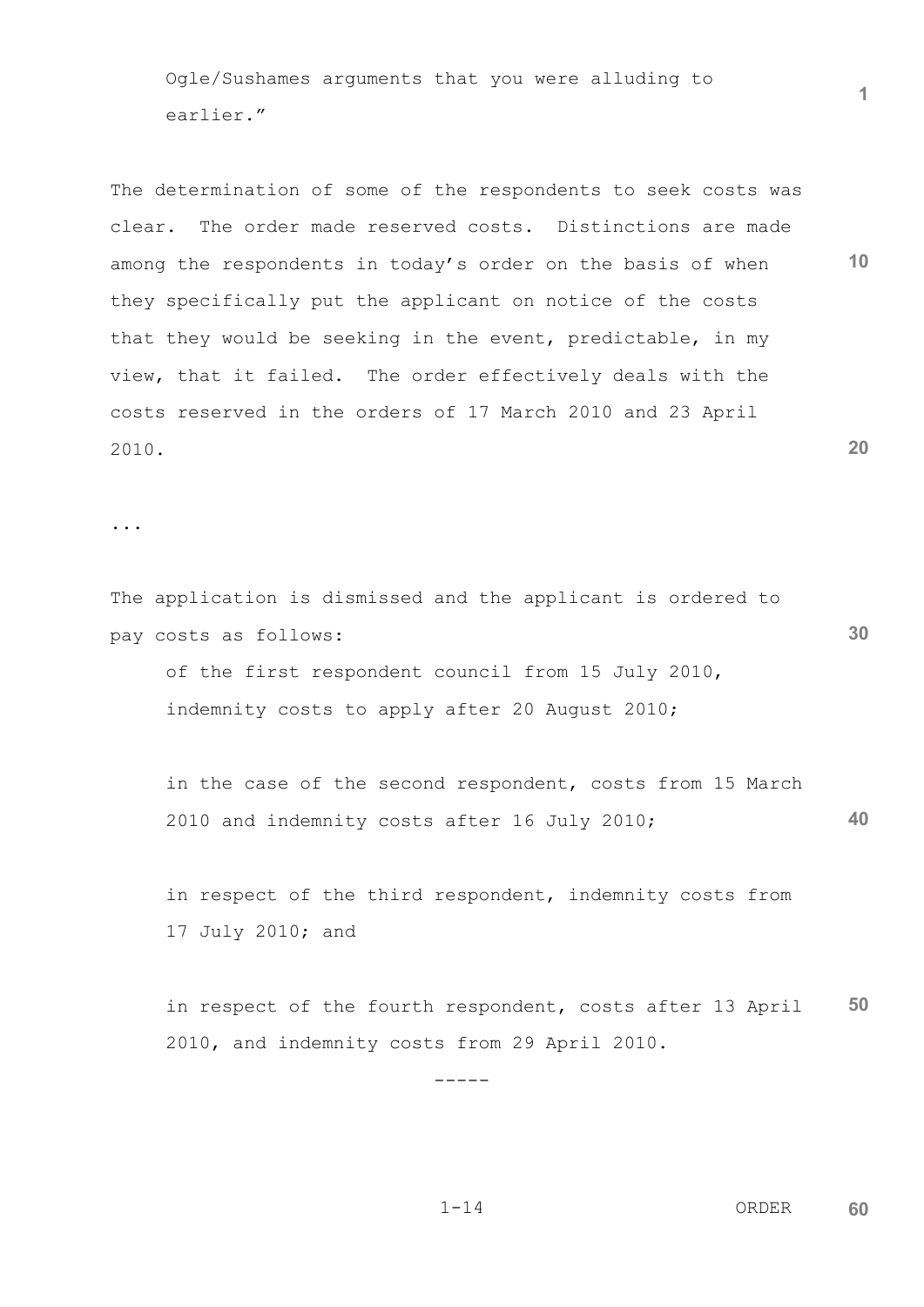Ogle/Sushames arguments that you were alluding to earlier."

The determination of some of the respondents to seek costs was clear. The order made reserved costs. Distinctions are made among the respondents in today's order on the basis of when they specifically put the applicant on notice of the costs that they would be seeking in the event, predictable, in my view, that it failed. The order effectively deals with the costs reserved in the orders of 17 March 2010 and 23 April 2010.

...

The application is dismissed and the applicant is ordered to pay costs as follows:

of the first respondent council from 15 July 2010, indemnity costs to apply after 20 August 2010;

in the case of the second respondent, costs from 15 March 2010 and indemnity costs after 16 July 2010;

in respect of the third respondent, indemnity costs from 17 July 2010; and

in respect of the fourth respondent, costs after 13 April 2010, and indemnity costs from 29 April 2010.

-----